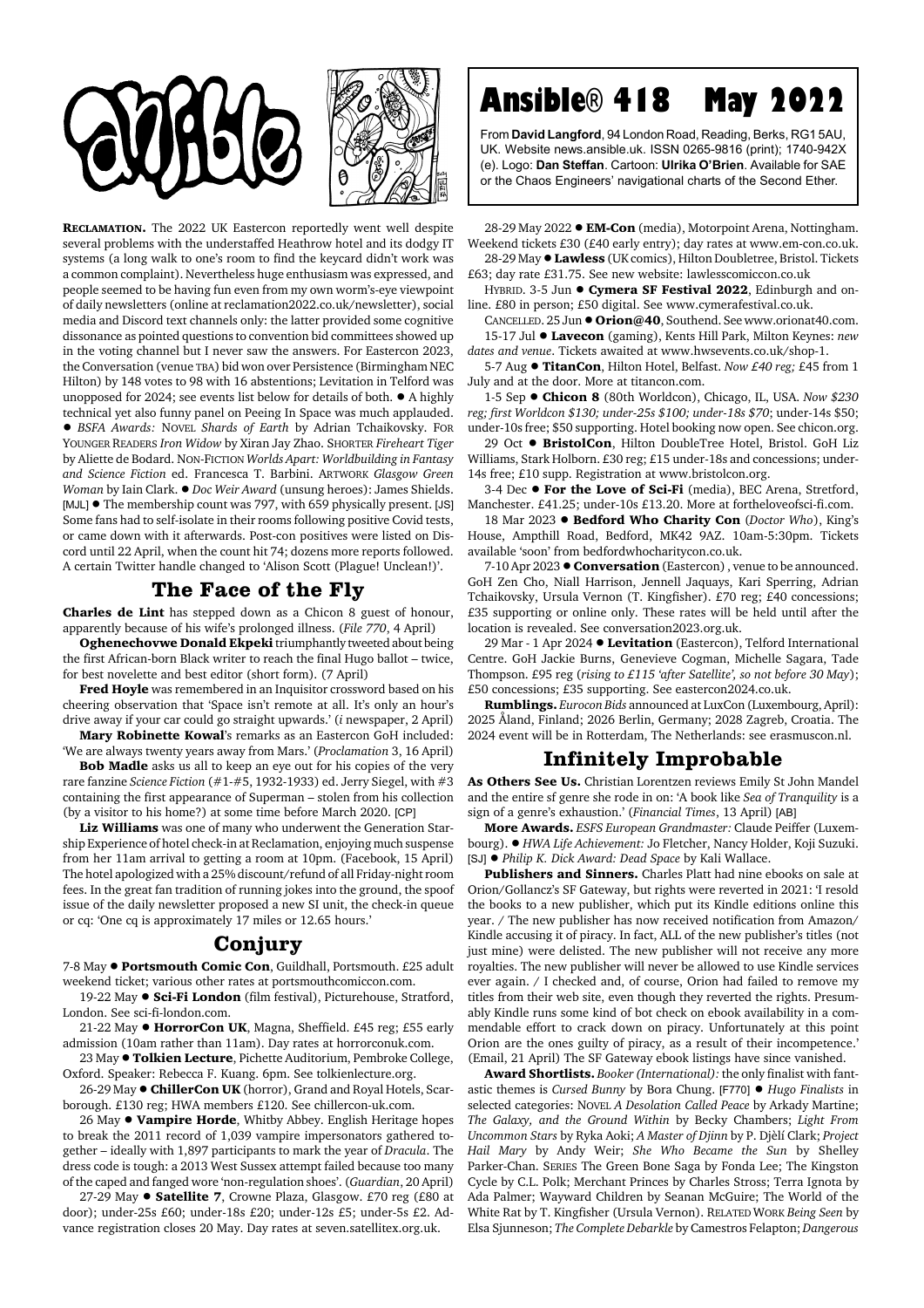# Ansible® 418 May 2022

From **David Langford**, 94 London Road, Reading, Berks, RG1 5AU, UK. Website news.ansible.uk. ISSN 0265-9816 (print); 1740-942X (e). Logo: **Dan Steffan**. Cartoon: **Ulrika O'Brien**. Available for SAE or the Chaos Engineers' navigational charts of the Second Ether.

**RECLAMATION.** The 2022 UK Eastercon reportedly went well despite several problems with the understaffed Heathrow hotel and its dodgy IT systems (a long walk to one's room to find the keycard didn't work was a common complaint). Nevertheless huge enthusiasm was expressed, and people seemed to be having fun even from my own worm's-eye viewpoint of daily newsletters (online at reclamation2022.co.uk/newsletter), social media and Discord text channels only: the latter provided some cognitive dissonance as pointed questions to convention bid committees showed up in the voting channel but I never saw the answers. For Eastercon 2023, the Conversation (venue TBA) bid won over Persistence (Birmingham NEC Hilton) by 148 votes to 98 with 16 abstentions; Levitation in Telford was unopposed for 2024; see events list below for details of both. ● A highly technical yet also funny panel on Peeing In Space was much applauded. ● *BSFA Awards:* NOVEL *Shards of Earth* by Adrian Tchaikovsky. FOR YOUNGER READERS *Iron Widow* by Xiran Jay Zhao. SHORTER *Fireheart Tiger* by Aliette de Bodard. NON-FICTION *Worlds Apart: Worldbuilding in Fantasy and Science Fiction* ed. Francesca T. Barbini. ARTWORK *Glasgow Green Woman* by Iain Clark. ● *Doc Weir Award* (unsung heroes): James Shields. [MJL] ● The membership count was 797, with 659 physically present. [JS] Some fans had to self-isolate in their rooms following positive Covid tests, or came down with it afterwards. Post-con positives were listed on Discord until 22 April, when the count hit 74; dozens more reports followed. A certain Twitter handle changed to 'Alison Scott (Plague! Unclean!)'.

## The Face of the Fly

**Charles de Lint** has stepped down as a Chicon 8 guest of honour, apparently because of his wife's prolonged illness. (*File 770*, 4 April)

**Oghenechovwe Donald Ekpeki** triumphantly tweeted about being the first African-born Black writer to reach the final Hugo ballot – twice, for best novelette and best editor (short form). (7 April)

**Fred Hoyle** was remembered in an Inquisitor crossword based on his cheering observation that 'Space isn't remote at all. It's only an hour's drive away if your car could go straight upwards.' (*i* newspaper, 2 April)

**Mary Robinette Kowal**'s remarks as an Eastercon GoH included: 'We are always twenty years away from Mars.' (*Proclamation* 3, 16 April)

**Bob Madle** asks us all to keep an eye out for his copies of the very rare fanzine *Science Fiction* (#1-#5, 1932-1933) ed. Jerry Siegel, with #3 containing the first appearance of Superman – stolen from his collection (by a visitor to his home?) at some time before March 2020. [CP]

**Liz Williams** was one of many who underwent the Generation Starship Experience of hotel check-in at Reclamation, enjoying much suspense from her 11am arrival to getting a room at 10pm. (Facebook, 15 April) The hotel apologized with a 25% discount/refund of all Friday-night room fees. In the great fan tradition of running jokes into the ground, the spoof issue of the daily newsletter proposed a new SI unit, the check-in queue or cq: 'One cq is approximately 17 miles or 12.65 hours.'

## Conjury

7-8 May ● **Portsmouth Comic Con**, Guildhall, Portsmouth. £25 adult weekend ticket; various other rates at portsmouthcomiccon.com.

19-22 May ● **Sci-Fi London** (film festival), Picturehouse, Stratford, London. See sci-fi-london.com.

21-22 May ● **HorrorCon UK**, Magna, Sheffield. £45 reg; £55 early admission (10am rather than 11am). Day rates at horrorconuk.com.

23 May ● **Tolkien Lecture**, Pichette Auditorium, Pembroke College, Oxford. Speaker: Rebecca F. Kuang. 6pm. See tolkienlecture.org.

26-29 May ● **ChillerCon UK** (horror), Grand and Royal Hotels, Scarborough. £130 reg; HWA members £120. See chillercon-uk.com.

26 May ● **Vampire Horde**, Whitby Abbey. English Heritage hopes to break the 2011 record of 1,039 vampire impersonators gathered together – ideally with 1,897 participants to mark the year of *Dracula*. The dress code is tough: a 2013 West Sussex attempt failed because too many of the caped and fanged wore 'non-regulation shoes'. (*Guardian*, 20 April)

27-29 May ● **Satellite 7**, Crowne Plaza, Glasgow. £70 reg (£80 at door); under-25s £60; under-18s £20; under-12s £5; under-5s £2. Advance registration closes 20 May. Day rates at seven.satellitex.org.uk.

28-29 May 2022 ● **EM-Con** (media), Motorpoint Arena, Nottingham. Weekend tickets £30 (£40 early entry); day rates at www.em-con.co.uk.

28-29 May ● **Lawless** (UK comics), Hilton Doubletree, Bristol. Tickets £63; day rate £31.75. See new website: lawlesscomiccon.co.uk

HYBRID. 3-5 Jun ● **Cymera SF Festival 2022**, Edinburgh and online. £80 in person; £50 digital. See www.cymerafestival.co.uk.

CANCELLED. 25 Jun ● **Orion@40**, Southend. See www.orionat40.com.

15-17 Jul ● **Lavecon** (gaming), Kents Hill Park, Milton Keynes: *new dates and venue*. Tickets awaited at www.hwsevents.co.uk/shop-1.

5-7 Aug ● **TitanCon**, Hilton Hotel, Belfast. *Now £40 reg;* £45 from 1 July and at the door. More at titancon.com.

1-5 Sep ● **Chicon 8** (80th Worldcon), Chicago, IL, USA. *Now $230 reg; first Worldcon $130; under-25s $100; under-18s $70*; under-14s $50; under-10s free; $50 supporting. Hotel booking now open. See chicon.org.

29 Oct ● **BristolCon**, Hilton DoubleTree Hotel, Bristol. GoH Liz Williams, Stark Holborn. £30 reg; £15 under-18s and concessions; under-14s free; £10 supp. Registration at www.bristolcon.org.

3-4 Dec ● **For the Love of Sci-Fi** (media), BEC Arena, Stretford, Manchester. £41.25; under-10s £13.20. More at fortheloveofsci-fi.com.

18 Mar 2023 ● **Bedford Who Charity Con** (*Doctor Who*), King's House, Ampthill Road, Bedford, MK42 9AZ. 10am-5:30pm. Tickets available 'soon' from bedfordwhocharitycon.co.uk.

7-10 Apr 2023 ● **Conversation** (Eastercon) , venue to be announced. GoH Zen Cho, Niall Harrison, Jennell Jaquays, Kari Sperring, Adrian Tchaikovsky, Ursula Vernon (T. Kingfisher). £70 reg; £40 concessions; £35 supporting or online only. These rates will be held until after the location is revealed. See conversation2023.org.uk.

29 Mar - 1 Apr 2024 ● **Levitation** (Eastercon), Telford International Centre. GoH Jackie Burns, Genevieve Cogman, Michelle Sagara, Tade Thompson. £95 reg (*rising to £115 'after Satellite', so not before 30 May*); £50 concessions; £35 supporting. See eastercon2024.co.uk.

**Rumblings.** *Eurocon Bids* announced at LuxCon (Luxembourg, April): 2025 Åland, Finland; 2026 Berlin, Germany; 2028 Zagreb, Croatia. The 2024 event will be in Rotterdam, The Netherlands: see erasmuscon.nl.

## Infinitely Improbable

**As Others See Us.** Christian Lorentzen reviews Emily St John Mandel and the entire sf genre she rode in on: 'A book like *Sea of Tranquility* is a sign of a genre's exhaustion.' (*Financial Times*, 13 April) [AB]

**More Awards.** *ESFS European Grandmaster:* Claude Peiffer (Luxembourg). ● *HWA Life Achievement:* Jo Fletcher, Nancy Holder, Koji Suzuki. [SJ] ● *Philip K. Dick Award: Dead Space* by Kali Wallace.

**Publishers and Sinners.** Charles Platt had nine ebooks on sale at Orion/Gollancz's SF Gateway, but rights were reverted in 2021: 'I resold the books to a new publisher, which put its Kindle editions online this year. / The new publisher has now received notification from Amazon/Kindle accusing it of piracy. In fact, ALL of the new publisher's titles (not just mine) were delisted. The new publisher will not receive any more royalties. The new publisher will never be allowed to use Kindle services ever again. / I checked and, of course, Orion had failed to remove my titles from their web site, even though they reverted the rights. Presumably Kindle runs some kind of bot check on ebook availability in a commendable effort to crack down on piracy. Unfortunately at this point Orion are the ones guilty of piracy, as a result of their incompetence.' (Email, 21 April) The SF Gateway ebook listings have since vanished.

**Award Shortlists.** *Booker (International):* the only finalist with fantastic themes is *Cursed Bunny* by Bora Chung. [F770] ● *Hugo Finalists* in selected categories: NOVEL *A Desolation Called Peace* by Arkady Martine; *The Galaxy, and the Ground Within* by Becky Chambers; *Light From Uncommon Stars* by Ryka Aoki; *A Master of Djinn* by P. Djèlí Clark; *Project Hail Mary* by Andy Weir; *She Who Became the Sun* by Shelley Parker-Chan. SERIES The Green Bone Saga by Fonda Lee; The Kingston Cycle by C.L. Polk; Merchant Princes by Charles Stross; Terra Ignota by Ada Palmer; Wayward Children by Seanan McGuire; The World of the White Rat by T. Kingfisher (Ursula Vernon). RELATED WORK *Being Seen* by Elsa Sjunneson; *The Complete Debarkle* by Camestros Felapton; *Dangerous*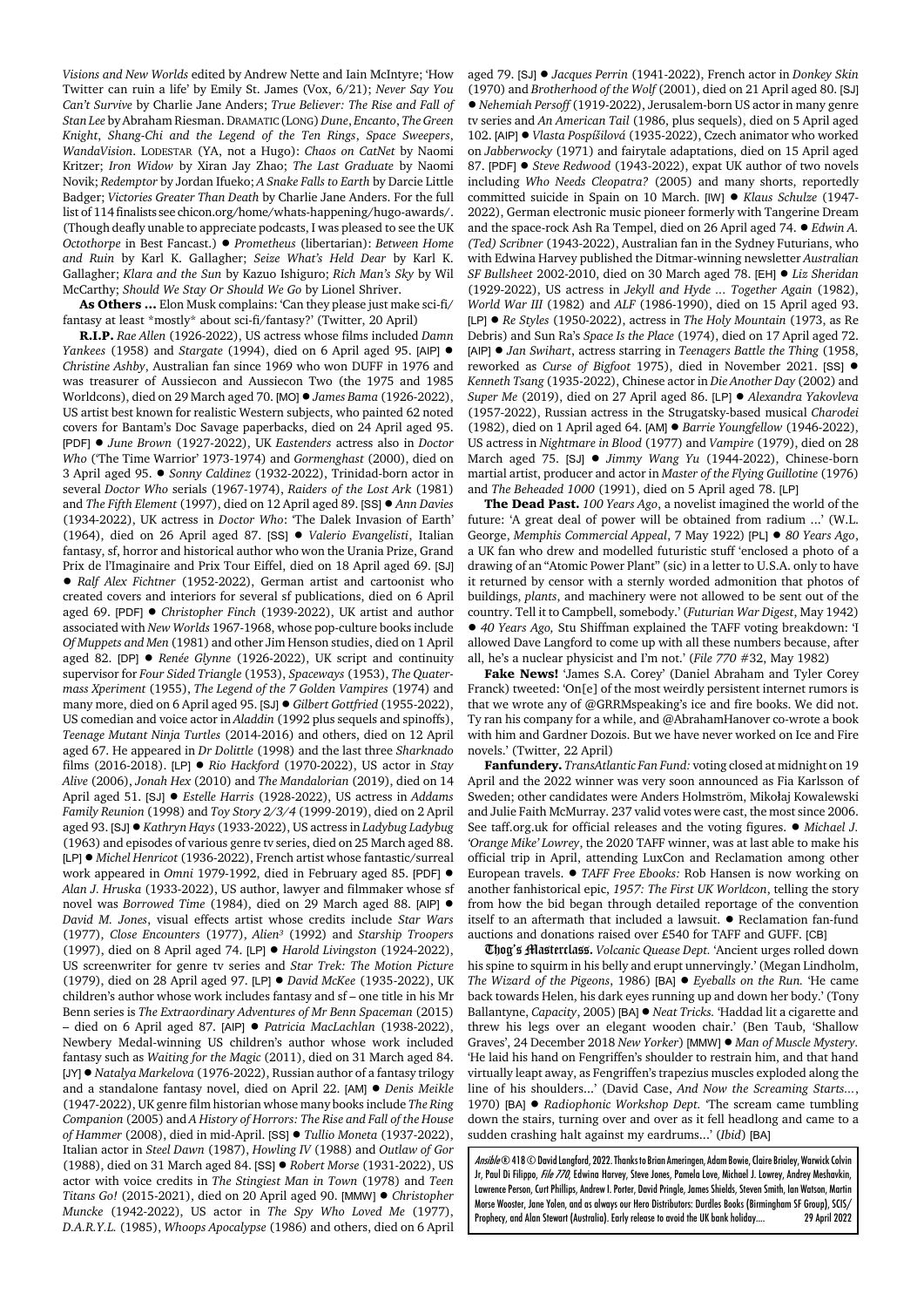*Visions and New Worlds* edited by Andrew Nette and Iain McIntyre; 'How Twitter can ruin a life' by Emily St. James (Vox, 6/21); *Never Say You Can't Survive* by Charlie Jane Anders; *True Believer: The Rise and Fall of Stan Lee* by Abraham Riesman. DRAMATIC (LONG) *Dune*, *Encanto*, *The Green Knight*, *Shang-Chi and the Legend of the Ten Rings*, *Space Sweepers*, *WandaVision*. LODESTAR (YA, not a Hugo): *Chaos on CatNet* by Naomi Kritzer; *Iron Widow* by Xiran Jay Zhao; *The Last Graduate* by Naomi Novik; *Redemptor* by Jordan Ifueko; *A Snake Falls to Earth* by Darcie Little Badger; *Victories Greater Than Death* by Charlie Jane Anders. For the full list of 114 finalists see chicon.org/home/whats-happening/hugo-awards/. (Though deafly unable to appreciate podcasts, I was pleased to see the UK *Octothorpe* in Best Fancast.) ● *Prometheus* (libertarian): *Between Home and Ruin* by Karl K. Gallagher; *Seize What's Held Dear* by Karl K. Gallagher; *Klara and the Sun* by Kazuo Ishiguro; *Rich Man's Sky* by Wil McCarthy; *Should We Stay Or Should We Go* by Lionel Shriver.

**As Others ...** Elon Musk complains: 'Can they please just make sci-fi/fantasy at least *mostly* about sci-fi/fantasy?' (Twitter, 20 April)

**R.I.P.** *Rae Allen* (1926-2022), US actress whose films included *Damn Yankees* (1958) and *Stargate* (1994), died on 6 April aged 95. [AIP] ● *Christine Ashby*, Australian fan since 1969 who won DUFF in 1976 and was treasurer of Aussiecon and Aussiecon Two (the 1975 and 1985 Worldcons), died on 29 March aged 70. [MO] ● *James Bama* (1926-2022), US artist best known for realistic Western subjects, who painted 62 noted covers for Bantam's Doc Savage paperbacks, died on 24 April aged 95. [PDF] ● *June Brown* (1927-2022), UK *Eastenders* actress also in *Doctor Who* ('The Time Warrior' 1973-1974) and *Gormenghast* (2000), died on 3 April aged 95. ● *Sonny Caldinez* (1932-2022), Trinidad-born actor in several *Doctor Who* serials (1967-1974), *Raiders of the Lost Ark* (1981) and *The Fifth Element* (1997), died on 12 April aged 89. [SS] ● *Ann Davies* (1934-2022), UK actress in *Doctor Who*: 'The Dalek Invasion of Earth' (1964), died on 26 April aged 87. [SS] ● *Valerio Evangelisti*, Italian fantasy, sf, horror and historical author who won the Urania Prize, Grand Prix de l'Imaginaire and Prix Tour Eiffel, died on 18 April aged 69. [SJ] ● *Ralf Alex Fichtner* (1952-2022), German artist and cartoonist who created covers and interiors for several sf publications, died on 6 April aged 69. [PDF] ● *Christopher Finch* (1939-2022), UK artist and author associated with *New Worlds* 1967-1968, whose pop-culture books include *Of Muppets and Men* (1981) and other Jim Henson studies, died on 1 April aged 82. [DP] ● *Renée Glynne* (1926-2022), UK script and continuity supervisor for *Four Sided Triangle* (1953), *Spaceways* (1953), *The Quatermass Xperiment* (1955), *The Legend of the 7 Golden Vampires* (1974) and many more, died on 6 April aged 95. [SJ] ● *Gilbert Gottfried* (1955-2022), US comedian and voice actor in *Aladdin* (1992 plus sequels and spinoffs), *Teenage Mutant Ninja Turtles* (2014-2016) and others, died on 12 April aged 67. He appeared in *Dr Dolittle* (1998) and the last three *Sharknado* films (2016-2018). [LP] ● *Rio Hackford* (1970-2022), US actor in *Stay Alive* (2006), *Jonah Hex* (2010) and *The Mandalorian* (2019), died on 14 April aged 51. [SJ] ● *Estelle Harris* (1928-2022), US actress in *Addams Family Reunion* (1998) and *Toy Story 2/3/4* (1999-2019), died on 2 April aged 93. [SJ] ● *Kathryn Hays* (1933-2022), US actress in *Ladybug Ladybug* (1963) and episodes of various genre tv series, died on 25 March aged 88. [LP] ● *Michel Henricot* (1936-2022), French artist whose fantastic/surreal work appeared in *Omni* 1979-1992, died in February aged 85. [PDF] ● *Alan J. Hruska* (1933-2022), US author, lawyer and filmmaker whose sf novel was *Borrowed Time* (1984), died on 29 March aged 88. [AIP] ● *David M. Jones*, visual effects artist whose credits include *Star Wars* (1977), *Close Encounters* (1977), *Alien³* (1992) and *Starship Troopers* (1997), died on 8 April aged 74. [LP] ● *Harold Livingston* (1924-2022), US screenwriter for genre tv series and *Star Trek: The Motion Picture* (1979), died on 28 April aged 97. [LP] ● *David McKee* (1935-2022), UK children's author whose work includes fantasy and sf – one title in his Mr Benn series is *The Extraordinary Adventures of Mr Benn Spaceman* (2015) – died on 6 April aged 87. [AIP] ● *Patricia MacLachlan* (1938-2022), Newbery Medal-winning US children's author whose work included fantasy such as *Waiting for the Magic* (2011), died on 31 March aged 84. [JY] ● *Natalya Markelova* (1976-2022), Russian author of a fantasy trilogy and a standalone fantasy novel, died on April 22. [AM] ● *Denis Meikle* (1947-2022), UK genre film historian whose many books include *The Ring Companion* (2005) and *A History of Horrors: The Rise and Fall of the House of Hammer* (2008), died in mid-April. [SS] ● *Tullio Moneta* (1937-2022), Italian actor in *Steel Dawn* (1987), *Howling IV* (1988) and *Outlaw of Gor* (1988), died on 31 March aged 84. [SS] ● *Robert Morse* (1931-2022), US actor with voice credits in *The Stingiest Man in Town* (1978) and *Teen Titans Go!* (2015-2021), died on 20 April aged 90. [MMW] ● *Christopher Muncke* (1942-2022), US actor in *The Spy Who Loved Me* (1977), *D.A.R.Y.L.* (1985), *Whoops Apocalypse* (1986) and others, died on 6 April aged 79. [SJ] ● *Jacques Perrin* (1941-2022), French actor in *Donkey Skin* (1970) and *Brotherhood of the Wolf* (2001), died on 21 April aged 80. [SJ] ● *Nehemiah Persoff* (1919-2022), Jerusalem-born US actor in many genre tv series and *An American Tail* (1986, plus sequels), died on 5 April aged 102. [AIP] ● *Vlasta Pospíšilová* (1935-2022), Czech animator who worked on *Jabberwocky* (1971) and fairytale adaptations, died on 15 April aged 87. [PDF] ● *Steve Redwood* (1943-2022), expat UK author of two novels including *Who Needs Cleopatra?* (2005) and many shorts, reportedly committed suicide in Spain on 10 March. [IW] ● *Klaus Schulze* (1947-2022), German electronic music pioneer formerly with Tangerine Dream and the space-rock Ash Ra Tempel, died on 26 April aged 74. ● *Edwin A. (Ted) Scribner* (1943-2022), Australian fan in the Sydney Futurians, who with Edwina Harvey published the Ditmar-winning newsletter *Australian SF Bullsheet* 2002-2010, died on 30 March aged 78. [EH] ● *Liz Sheridan* (1929-2022), US actress in *Jekyll and Hyde ... Together Again* (1982), *World War III* (1982) and *ALF* (1986-1990), died on 15 April aged 93. [LP] ● *Re Styles* (1950-2022), actress in *The Holy Mountain* (1973, as Re Debris) and Sun Ra's *Space Is the Place* (1974), died on 17 April aged 72. [AIP] ● *Jan Swihart*, actress starring in *Teenagers Battle the Thing* (1958, reworked as *Curse of Bigfoot* 1975), died in November 2021. [SS] ● *Kenneth Tsang* (1935-2022), Chinese actor in *Die Another Day* (2002) and *Super Me* (2019), died on 27 April aged 86. [LP] ● *Alexandra Yakovleva* (1957-2022), Russian actress in the Strugatsky-based musical *Charodei* (1982), died on 1 April aged 64. [AM] ● *Barrie Youngfellow* (1946-2022), US actress in *Nightmare in Blood* (1977) and *Vampire* (1979), died on 28 March aged 75. [SJ] ● *Jimmy Wang Yu* (1944-2022), Chinese-born martial artist, producer and actor in *Master of the Flying Guillotine* (1976) and *The Beheaded 1000* (1991), died on 5 April aged 78. [LP]

**The Dead Past.** *100 Years Ago*, a novelist imagined the world of the future: 'A great deal of power will be obtained from radium ...' (W.L. George, *Memphis Commercial Appeal*, 7 May 1922) [PL] ● *80 Years Ago*, a UK fan who drew and modelled futuristic stuff 'enclosed a photo of a drawing of an "Atomic Power Plant" (sic) in a letter to U.S.A. only to have it returned by censor with a sternly worded admonition that photos of buildings, *plants*, and machinery were not allowed to be sent out of the country. Tell it to Campbell, somebody.' (*Futurian War Digest*, May 1942) ● *40 Years Ago,* Stu Shiffman explained the TAFF voting breakdown: 'I allowed Dave Langford to come up with all these numbers because, after all, he's a nuclear physicist and I'm not.' (*File 770* #32, May 1982)

**Fake News!** 'James S.A. Corey' (Daniel Abraham and Tyler Corey Franck) tweeted: 'On[e] of the most weirdly persistent internet rumors is that we wrote any of @GRRMspeaking's ice and fire books. We did not. Ty ran his company for a while, and @AbrahamHanover co-wrote a book with him and Gardner Dozois. But we have never worked on Ice and Fire novels.' (Twitter, 22 April)

**Fanfundery.** *TransAtlantic Fan Fund:* voting closed at midnight on 19 April and the 2022 winner was very soon announced as Fia Karlsson of Sweden; other candidates were Anders Holmström, Mikołaj Kowalewski and Julie Faith McMurray. 237 valid votes were cast, the most since 2006. See taff.org.uk for official releases and the voting figures. ● *Michael J. 'Orange Mike' Lowrey*, the 2020 TAFF winner, was at last able to make his official trip in April, attending LuxCon and Reclamation among other European travels. ● *TAFF Free Ebooks:* Rob Hansen is now working on another fanhistorical epic, *1957: The First UK Worldcon*, telling the story from how the bid began through detailed reportage of the convention itself to an aftermath that included a lawsuit. ● Reclamation fan-fund auctions and donations raised over £540 for TAFF and GUFF. [CB]

**Thog's Masterclass.** *Volcanic Quease Dept.* 'Ancient urges rolled down his spine to squirm in his belly and erupt unnervingly.' (Megan Lindholm, *The Wizard of the Pigeons*, 1986) [BA] ● *Eyeballs on the Run.* 'He came back towards Helen, his dark eyes running up and down her body.' (Tony Ballantyne, *Capacity*, 2005) [BA] ● *Neat Tricks.* 'Haddad lit a cigarette and threw his legs over an elegant wooden chair.' (Ben Taub, 'Shallow Graves', 24 December 2018 *New Yorker*) [MMW] ● *Man of Muscle Mystery.* 'He laid his hand on Fengriffen's shoulder to restrain him, and that hand virtually leapt away, as Fengriffen's trapezius muscles exploded along the line of his shoulders...' (David Case, *And Now the Screaming Starts...*, 1970) [BA] ● *Radiophonic Workshop Dept.* 'The scream came tumbling down the stairs, turning over and over as it fell headlong and came to a sudden crashing halt against my eardrums...' (*Ibid*) [BA]

*Ansible*® 418 © David Langford, 2022. Thanks to Brian Ameringen, Adam Bowie, Claire Brialey, Warwick Colvin Jr, Paul Di Filippo, *File 770*, Edwina Harvey, Steve Jones, Pamela Love, Michael J. Lowrey, Andrey Meshavkin, Lawrence Person, Curt Phillips, Andrew I. Porter, David Pringle, James Shields, Steven Smith, Ian Watson, Martin Morse Wooster, Jane Yolen, and as always our Hero Distributors: Durdles Books (Birmingham SF Group), SCIS/Prophecy, and Alan Stewart (Australia). Early release to avoid the UK bank holiday.... 29 April 2022